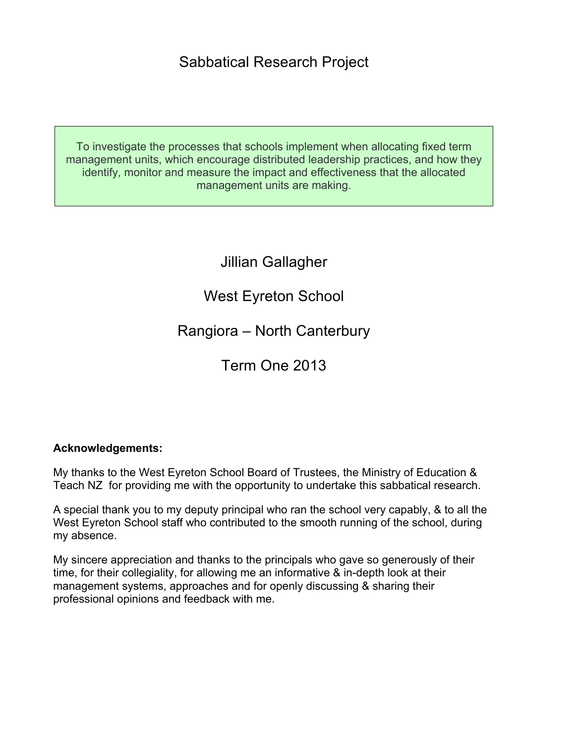# Sabbatical Research Project

To investigate the processes that schools implement when allocating fixed term management units, which encourage distributed leadership practices, and how they identify, monitor and measure the impact and effectiveness that the allocated management units are making.

Jillian Gallagher

West Eyreton School

Rangiora – North Canterbury

Term One 2013

**Acknowledgements:**

My thanks to the West Eyreton School Board of Trustees, the Ministry of Education & Teach NZ for providing me with the opportunity to undertake this sabbatical research.

A special thank you to my deputy principal who ran the school very capably, & to all the West Eyreton School staff who contributed to the smooth running of the school, during my absence.

My sincere appreciation and thanks to the principals who gave so generously of their time, for their collegiality, for allowing me an informative & in-depth look at their management systems, approaches and for openly discussing & sharing their professional opinions and feedback with me.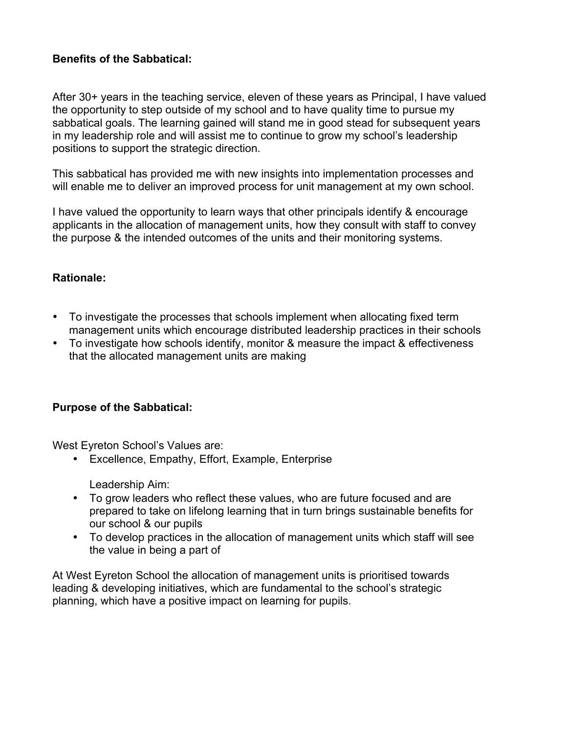**Benefits of the Sabbatical:**

After 30+ years in the teaching service, eleven of these years as Principal, I have valued the opportunity to step outside of my school and to have quality time to pursue my sabbatical goals. The learning gained will stand me in good stead for subsequent years in my leadership role and will assist me to continue to grow my school's leadership positions to support the strategic direction.

This sabbatical has provided me with new insights into implementation processes and will enable me to deliver an improved process for unit management at my own school.

I have valued the opportunity to learn ways that other principals identify & encourage applicants in the allocation of management units, how they consult with staff to convey the purpose & the intended outcomes of the units and their monitoring systems.

**Rationale:**

- To investigate the processes that schools implement when allocating fixed term management units which encourage distributed leadership practices in their schools
- To investigate how schools identify, monitor & measure the impact & effectiveness that the allocated management units are making

**Purpose of the Sabbatical:**

West Eyreton School's Values are:

- Excellence, Empathy, Effort, Example, Enterprise

  Leadership Aim:

- To grow leaders who reflect these values, who are future focused and are prepared to take on lifelong learning that in turn brings sustainable benefits for our school & our pupils
- To develop practices in the allocation of management units which staff will see the value in being a part of

At West Eyreton School the allocation of management units is prioritised towards leading & developing initiatives, which are fundamental to the school's strategic planning, which have a positive impact on learning for pupils.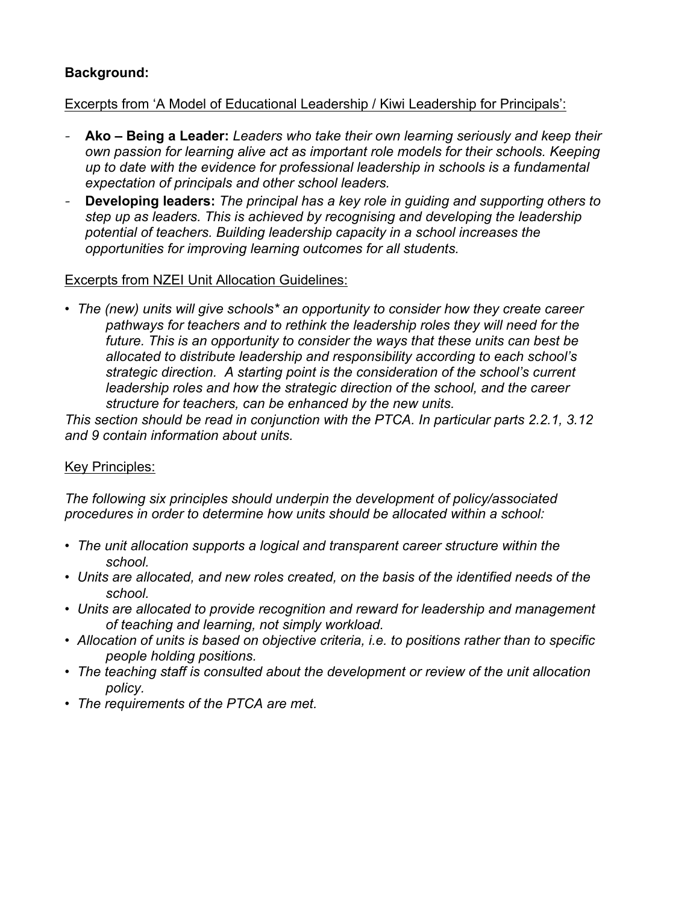**Background:**

Excerpts from 'A Model of Educational Leadership / Kiwi Leadership for Principals':

- **Ako – Being a Leader:** *Leaders who take their own learning seriously and keep their own passion for learning alive act as important role models for their schools. Keeping up to date with the evidence for professional leadership in schools is a fundamental expectation of principals and other school leaders.*
- **Developing leaders:** *The principal has a key role in guiding and supporting others to step up as leaders. This is achieved by recognising and developing the leadership potential of teachers. Building leadership capacity in a school increases the opportunities for improving learning outcomes for all students.*

Excerpts from NZEI Unit Allocation Guidelines:

- *The (new) units will give schools* an opportunity to consider how they create career pathways for teachers and to rethink the leadership roles they will need for the future. This is an opportunity to consider the ways that these units can best be allocated to distribute leadership and responsibility according to each school's strategic direction. A starting point is the consideration of the school's current leadership roles and how the strategic direction of the school, and the career structure for teachers, can be enhanced by the new units.*

*This section should be read in conjunction with the PTCA. In particular parts 2.2.1, 3.12 and 9 contain information about units.*

Key Principles:

*The following six principles should underpin the development of policy/associated procedures in order to determine how units should be allocated within a school:*

- *The unit allocation supports a logical and transparent career structure within the school.*
- *Units are allocated, and new roles created, on the basis of the identified needs of the school.*
- *Units are allocated to provide recognition and reward for leadership and management of teaching and learning, not simply workload.*
- *Allocation of units is based on objective criteria, i.e. to positions rather than to specific people holding positions.*
- *The teaching staff is consulted about the development or review of the unit allocation policy.*
- *The requirements of the PTCA are met.*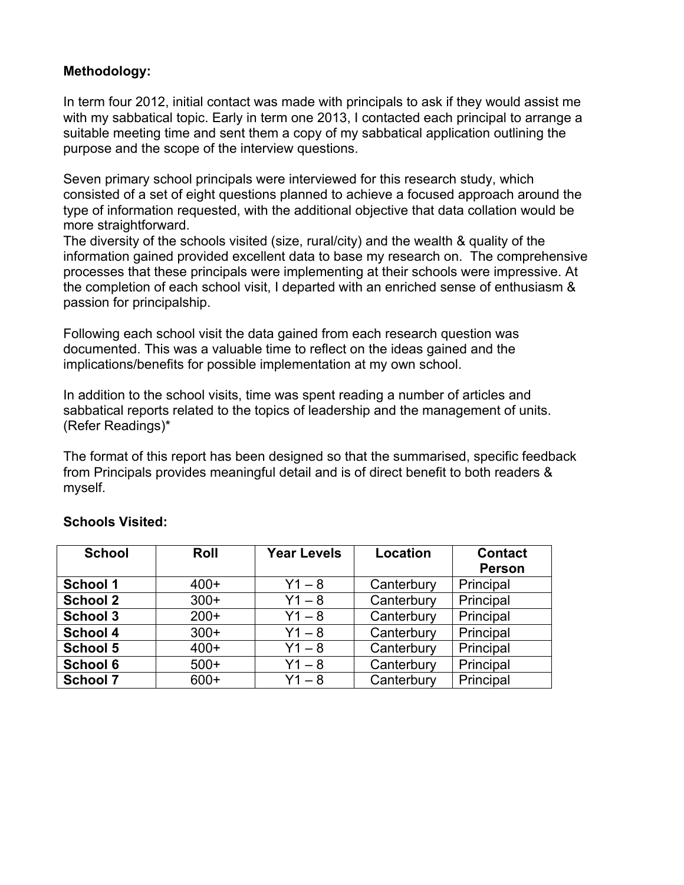**Methodology:**

In term four 2012, initial contact was made with principals to ask if they would assist me with my sabbatical topic. Early in term one 2013, I contacted each principal to arrange a suitable meeting time and sent them a copy of my sabbatical application outlining the purpose and the scope of the interview questions.

Seven primary school principals were interviewed for this research study, which consisted of a set of eight questions planned to achieve a focused approach around the type of information requested, with the additional objective that data collation would be more straightforward.
The diversity of the schools visited (size, rural/city) and the wealth & quality of the information gained provided excellent data to base my research on. The comprehensive processes that these principals were implementing at their schools were impressive. At the completion of each school visit, I departed with an enriched sense of enthusiasm & passion for principalship.

Following each school visit the data gained from each research question was documented. This was a valuable time to reflect on the ideas gained and the implications/benefits for possible implementation at my own school.

In addition to the school visits, time was spent reading a number of articles and sabbatical reports related to the topics of leadership and the management of units. (Refer Readings)*

The format of this report has been designed so that the summarised, specific feedback from Principals provides meaningful detail and is of direct benefit to both readers & myself.

**Schools Visited:**

| School | Roll | Year Levels | Location | Contact Person |
|---|---|---|---|---|
| **School 1** | 400+ | Y1 – 8 | Canterbury | Principal |
| **School 2** | 300+ | Y1 – 8 | Canterbury | Principal |
| **School 3** | 200+ | Y1 – 8 | Canterbury | Principal |
| **School 4** | 300+ | Y1 – 8 | Canterbury | Principal |
| **School 5** | 400+ | Y1 – 8 | Canterbury | Principal |
| **School 6** | 500+ | Y1 – 8 | Canterbury | Principal |
| **School 7** | 600+ | Y1 – 8 | Canterbury | Principal |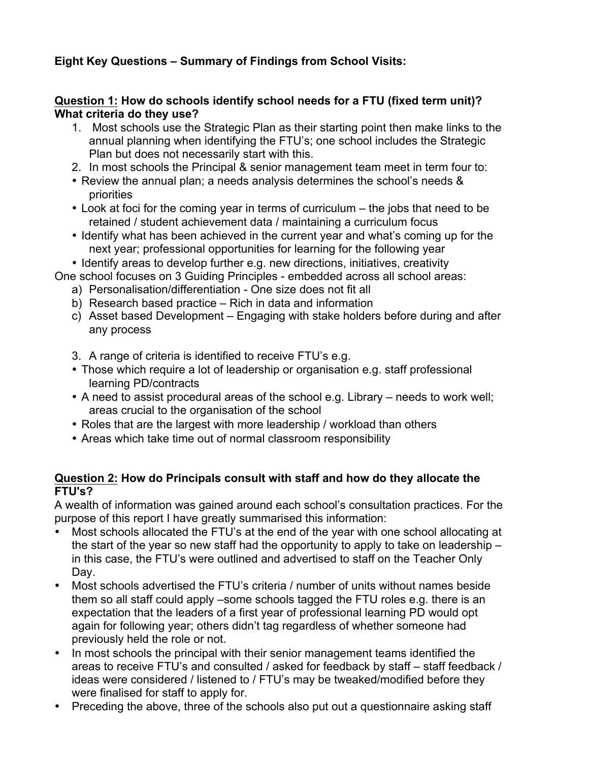**Eight Key Questions – Summary of Findings from School Visits:**

**Question 1: How do schools identify school needs for a FTU (fixed term unit)? What criteria do they use?**

1. Most schools use the Strategic Plan as their starting point then make links to the annual planning when identifying the FTU's; one school includes the Strategic Plan but does not necessarily start with this.
2. In most schools the Principal & senior management team meet in term four to:
   - Review the annual plan; a needs analysis determines the school's needs & priorities
   - Look at foci for the coming year in terms of curriculum – the jobs that need to be retained / student achievement data / maintaining a curriculum focus
   - Identify what has been achieved in the current year and what's coming up for the next year; professional opportunities for learning for the following year
   - Identify areas to develop further e.g. new directions, initiatives, creativity

One school focuses on 3 Guiding Principles - embedded across all school areas:

a) Personalisation/differentiation - One size does not fit all
b) Research based practice – Rich in data and information
c) Asset based Development – Engaging with stake holders before during and after any process

3. A range of criteria is identified to receive FTU's e.g.
   - Those which require a lot of leadership or organisation e.g. staff professional learning PD/contracts
   - A need to assist procedural areas of the school e.g. Library – needs to work well; areas crucial to the organisation of the school
   - Roles that are the largest with more leadership / workload than others
   - Areas which take time out of normal classroom responsibility

**Question 2: How do Principals consult with staff and how do they allocate the FTU's?**

A wealth of information was gained around each school's consultation practices. For the purpose of this report I have greatly summarised this information:

- Most schools allocated the FTU's at the end of the year with one school allocating at the start of the year so new staff had the opportunity to apply to take on leadership – in this case, the FTU's were outlined and advertised to staff on the Teacher Only Day.
- Most schools advertised the FTU's criteria / number of units without names beside them so all staff could apply –some schools tagged the FTU roles e.g. there is an expectation that the leaders of a first year of professional learning PD would opt again for following year; others didn't tag regardless of whether someone had previously held the role or not.
- In most schools the principal with their senior management teams identified the areas to receive FTU's and consulted / asked for feedback by staff – staff feedback / ideas were considered / listened to / FTU's may be tweaked/modified before they were finalised for staff to apply for.
- Preceding the above, three of the schools also put out a questionnaire asking staff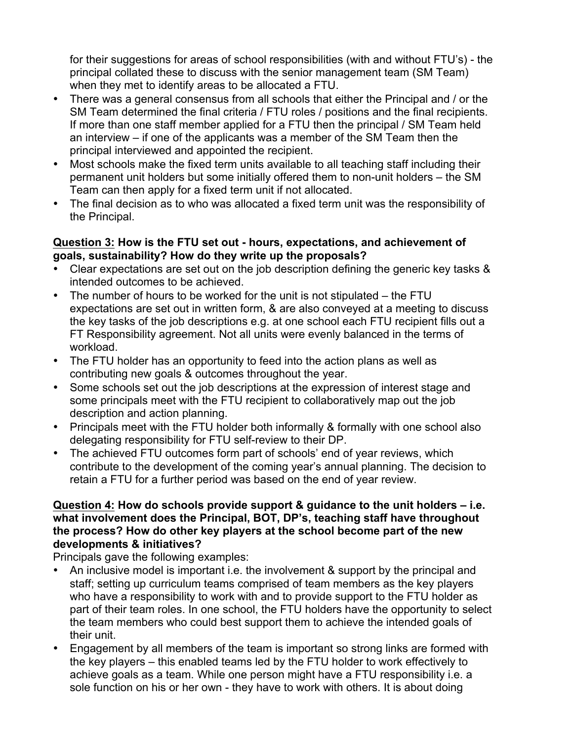for their suggestions for areas of school responsibilities (with and without FTU's) - the principal collated these to discuss with the senior management team (SM Team) when they met to identify areas to be allocated a FTU.

- There was a general consensus from all schools that either the Principal and / or the SM Team determined the final criteria / FTU roles / positions and the final recipients. If more than one staff member applied for a FTU then the principal / SM Team held an interview – if one of the applicants was a member of the SM Team then the principal interviewed and appointed the recipient.
- Most schools make the fixed term units available to all teaching staff including their permanent unit holders but some initially offered them to non-unit holders – the SM Team can then apply for a fixed term unit if not allocated.
- The final decision as to who was allocated a fixed term unit was the responsibility of the Principal.

**<u>Question 3:</u> How is the FTU set out - hours, expectations, and achievement of goals, sustainability? How do they write up the proposals?**

- Clear expectations are set out on the job description defining the generic key tasks & intended outcomes to be achieved.
- The number of hours to be worked for the unit is not stipulated – the FTU expectations are set out in written form, & are also conveyed at a meeting to discuss the key tasks of the job descriptions e.g. at one school each FTU recipient fills out a FT Responsibility agreement. Not all units were evenly balanced in the terms of workload.
- The FTU holder has an opportunity to feed into the action plans as well as contributing new goals & outcomes throughout the year.
- Some schools set out the job descriptions at the expression of interest stage and some principals meet with the FTU recipient to collaboratively map out the job description and action planning.
- Principals meet with the FTU holder both informally & formally with one school also delegating responsibility for FTU self-review to their DP.
- The achieved FTU outcomes form part of schools' end of year reviews, which contribute to the development of the coming year's annual planning. The decision to retain a FTU for a further period was based on the end of year review.

**<u>Question 4:</u> How do schools provide support & guidance to the unit holders – i.e. what involvement does the Principal, BOT, DP's, teaching staff have throughout the process? How do other key players at the school become part of the new developments & initiatives?**

Principals gave the following examples:

- An inclusive model is important i.e. the involvement & support by the principal and staff; setting up curriculum teams comprised of team members as the key players who have a responsibility to work with and to provide support to the FTU holder as part of their team roles. In one school, the FTU holders have the opportunity to select the team members who could best support them to achieve the intended goals of their unit.
- Engagement by all members of the team is important so strong links are formed with the key players – this enabled teams led by the FTU holder to work effectively to achieve goals as a team. While one person might have a FTU responsibility i.e. a sole function on his or her own - they have to work with others. It is about doing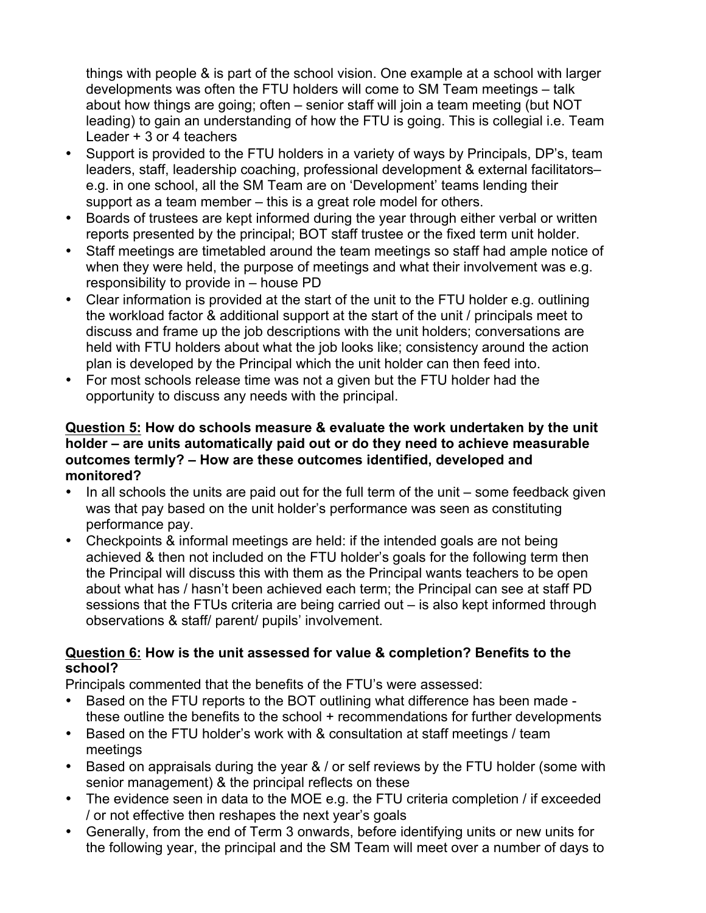things with people & is part of the school vision. One example at a school with larger developments was often the FTU holders will come to SM Team meetings – talk about how things are going; often – senior staff will join a team meeting (but NOT leading) to gain an understanding of how the FTU is going. This is collegial i.e. Team Leader + 3 or 4 teachers

- Support is provided to the FTU holders in a variety of ways by Principals, DP's, team leaders, staff, leadership coaching, professional development & external facilitators– e.g. in one school, all the SM Team are on 'Development' teams lending their support as a team member – this is a great role model for others.
- Boards of trustees are kept informed during the year through either verbal or written reports presented by the principal; BOT staff trustee or the fixed term unit holder.
- Staff meetings are timetabled around the team meetings so staff had ample notice of when they were held, the purpose of meetings and what their involvement was e.g. responsibility to provide in – house PD
- Clear information is provided at the start of the unit to the FTU holder e.g. outlining the workload factor & additional support at the start of the unit / principals meet to discuss and frame up the job descriptions with the unit holders; conversations are held with FTU holders about what the job looks like; consistency around the action plan is developed by the Principal which the unit holder can then feed into.
- For most schools release time was not a given but the FTU holder had the opportunity to discuss any needs with the principal.

**<u>Question 5:</u> How do schools measure & evaluate the work undertaken by the unit holder – are units automatically paid out or do they need to achieve measurable outcomes termly? – How are these outcomes identified, developed and monitored?**

- In all schools the units are paid out for the full term of the unit – some feedback given was that pay based on the unit holder's performance was seen as constituting performance pay.
- Checkpoints & informal meetings are held: if the intended goals are not being achieved & then not included on the FTU holder's goals for the following term then the Principal will discuss this with them as the Principal wants teachers to be open about what has / hasn't been achieved each term; the Principal can see at staff PD sessions that the FTUs criteria are being carried out – is also kept informed through observations & staff/ parent/ pupils' involvement.

**<u>Question 6:</u> How is the unit assessed for value & completion? Benefits to the school?**

Principals commented that the benefits of the FTU's were assessed:

- Based on the FTU reports to the BOT outlining what difference has been made - these outline the benefits to the school + recommendations for further developments
- Based on the FTU holder's work with & consultation at staff meetings / team meetings
- Based on appraisals during the year & / or self reviews by the FTU holder (some with senior management) & the principal reflects on these
- The evidence seen in data to the MOE e.g. the FTU criteria completion / if exceeded / or not effective then reshapes the next year's goals
- Generally, from the end of Term 3 onwards, before identifying units or new units for the following year, the principal and the SM Team will meet over a number of days to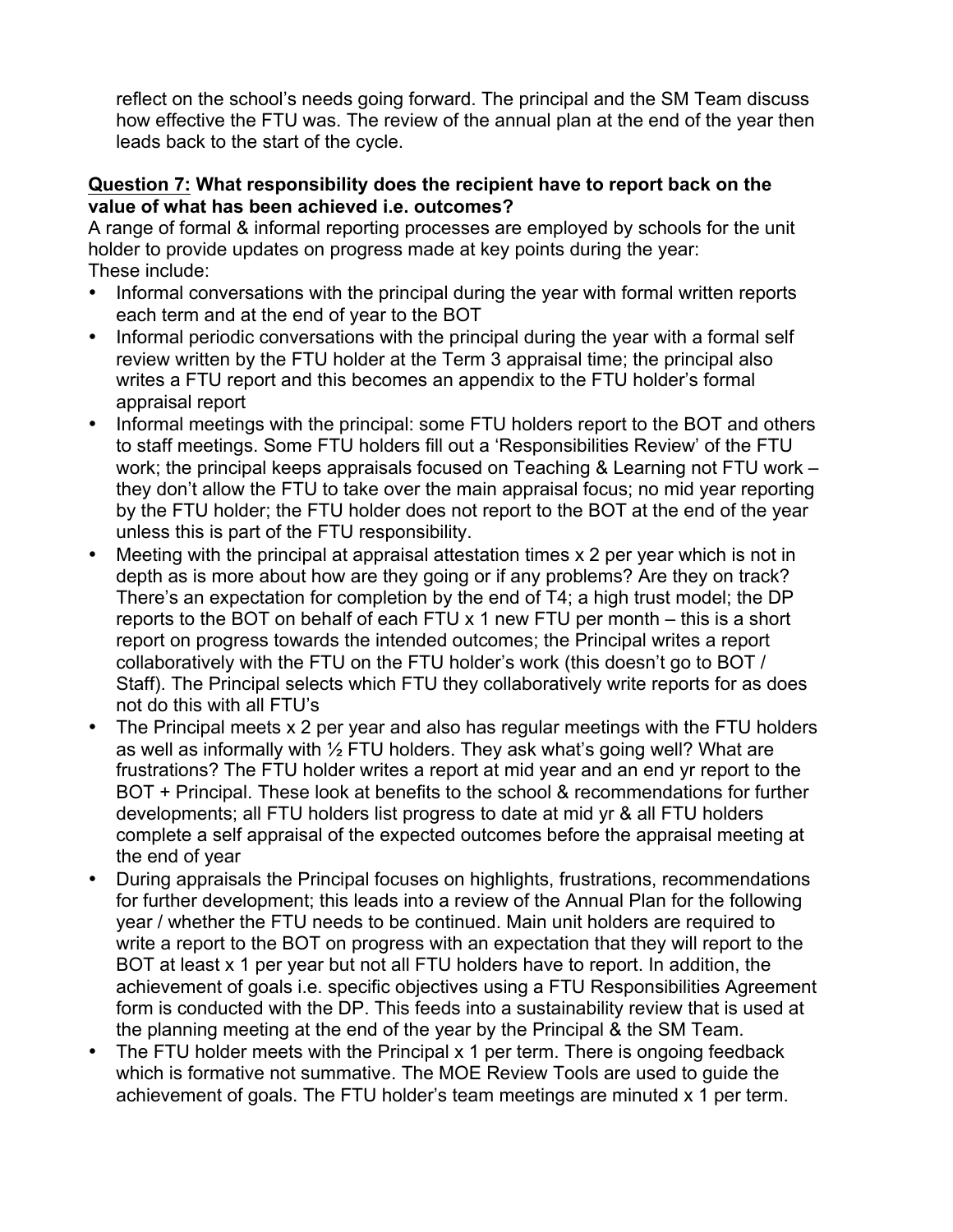reflect on the school's needs going forward. The principal and the SM Team discuss how effective the FTU was. The review of the annual plan at the end of the year then leads back to the start of the cycle.

**<u>Question 7:</u> What responsibility does the recipient have to report back on the value of what has been achieved i.e. outcomes?**

A range of formal & informal reporting processes are employed by schools for the unit holder to provide updates on progress made at key points during the year:
These include:

- Informal conversations with the principal during the year with formal written reports each term and at the end of year to the BOT
- Informal periodic conversations with the principal during the year with a formal self review written by the FTU holder at the Term 3 appraisal time; the principal also writes a FTU report and this becomes an appendix to the FTU holder's formal appraisal report
- Informal meetings with the principal: some FTU holders report to the BOT and others to staff meetings. Some FTU holders fill out a 'Responsibilities Review' of the FTU work; the principal keeps appraisals focused on Teaching & Learning not FTU work – they don't allow the FTU to take over the main appraisal focus; no mid year reporting by the FTU holder; the FTU holder does not report to the BOT at the end of the year unless this is part of the FTU responsibility.
- Meeting with the principal at appraisal attestation times x 2 per year which is not in depth as is more about how are they going or if any problems? Are they on track? There's an expectation for completion by the end of T4; a high trust model; the DP reports to the BOT on behalf of each FTU x 1 new FTU per month – this is a short report on progress towards the intended outcomes; the Principal writes a report collaboratively with the FTU on the FTU holder's work (this doesn't go to BOT / Staff). The Principal selects which FTU they collaboratively write reports for as does not do this with all FTU's
- The Principal meets x 2 per year and also has regular meetings with the FTU holders as well as informally with ½ FTU holders. They ask what's going well? What are frustrations? The FTU holder writes a report at mid year and an end yr report to the BOT + Principal. These look at benefits to the school & recommendations for further developments; all FTU holders list progress to date at mid yr & all FTU holders complete a self appraisal of the expected outcomes before the appraisal meeting at the end of year
- During appraisals the Principal focuses on highlights, frustrations, recommendations for further development; this leads into a review of the Annual Plan for the following year / whether the FTU needs to be continued. Main unit holders are required to write a report to the BOT on progress with an expectation that they will report to the BOT at least x 1 per year but not all FTU holders have to report. In addition, the achievement of goals i.e. specific objectives using a FTU Responsibilities Agreement form is conducted with the DP. This feeds into a sustainability review that is used at the planning meeting at the end of the year by the Principal & the SM Team.
- The FTU holder meets with the Principal x 1 per term. There is ongoing feedback which is formative not summative. The MOE Review Tools are used to guide the achievement of goals. The FTU holder's team meetings are minuted x 1 per term.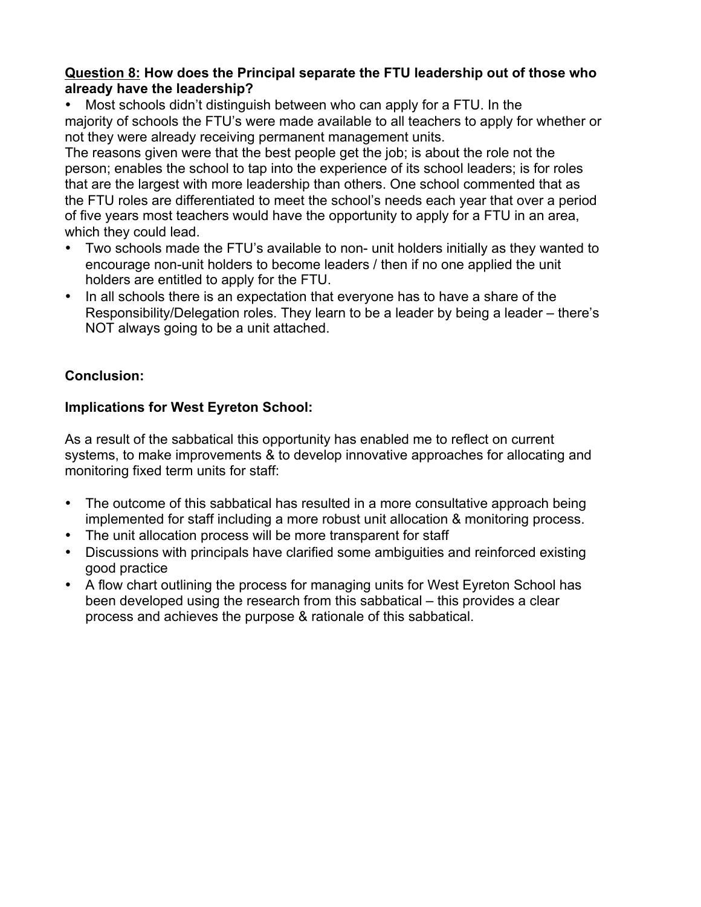**<u>Question 8:</u> How does the Principal separate the FTU leadership out of those who already have the leadership?**

- Most schools didn't distinguish between who can apply for a FTU. In the majority of schools the FTU's were made available to all teachers to apply for whether or not they were already receiving permanent management units.

The reasons given were that the best people get the job; is about the role not the person; enables the school to tap into the experience of its school leaders; is for roles that are the largest with more leadership than others. One school commented that as the FTU roles are differentiated to meet the school's needs each year that over a period of five years most teachers would have the opportunity to apply for a FTU in an area, which they could lead.

- Two schools made the FTU's available to non- unit holders initially as they wanted to encourage non-unit holders to become leaders / then if no one applied the unit holders are entitled to apply for the FTU.
- In all schools there is an expectation that everyone has to have a share of the Responsibility/Delegation roles. They learn to be a leader by being a leader – there's NOT always going to be a unit attached.

**Conclusion:**

**Implications for West Eyreton School:**

As a result of the sabbatical this opportunity has enabled me to reflect on current systems, to make improvements & to develop innovative approaches for allocating and monitoring fixed term units for staff:

- The outcome of this sabbatical has resulted in a more consultative approach being implemented for staff including a more robust unit allocation & monitoring process.
- The unit allocation process will be more transparent for staff
- Discussions with principals have clarified some ambiguities and reinforced existing good practice
- A flow chart outlining the process for managing units for West Eyreton School has been developed using the research from this sabbatical – this provides a clear process and achieves the purpose & rationale of this sabbatical.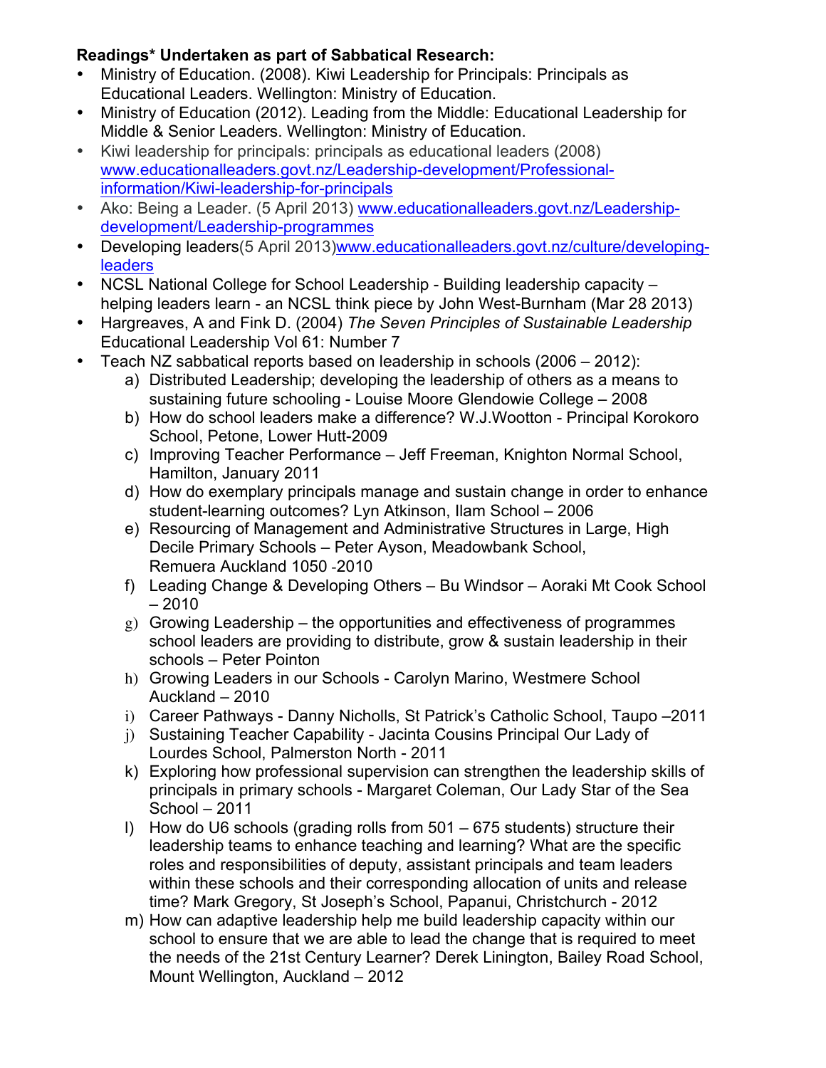**Readings* Undertaken as part of Sabbatical Research:**

- Ministry of Education. (2008). Kiwi Leadership for Principals: Principals as Educational Leaders. Wellington: Ministry of Education.
- Ministry of Education (2012). Leading from the Middle: Educational Leadership for Middle & Senior Leaders. Wellington: Ministry of Education.
- Kiwi leadership for principals: principals as educational leaders (2008) www.educationalleaders.govt.nz/Leadership-development/Professional-information/Kiwi-leadership-for-principals
- Ako: Being a Leader. (5 April 2013) www.educationalleaders.govt.nz/Leadership-development/Leadership-programmes
- Developing leaders(5 April 2013)www.educationalleaders.govt.nz/culture/developing-leaders
- NCSL National College for School Leadership - Building leadership capacity – helping leaders learn - an NCSL think piece by John West-Burnham (Mar 28 2013)
- Hargreaves, A and Fink D. (2004) *The Seven Principles of Sustainable Leadership* Educational Leadership Vol 61: Number 7
- Teach NZ sabbatical reports based on leadership in schools (2006 – 2012):
  a) Distributed Leadership; developing the leadership of others as a means to sustaining future schooling - Louise Moore Glendowie College – 2008
  b) How do school leaders make a difference? W.J.Wootton - Principal Korokoro School, Petone, Lower Hutt-2009
  c) Improving Teacher Performance – Jeff Freeman, Knighton Normal School, Hamilton, January 2011
  d) How do exemplary principals manage and sustain change in order to enhance student-learning outcomes? Lyn Atkinson, Ilam School – 2006
  e) Resourcing of Management and Administrative Structures in Large, High Decile Primary Schools – Peter Ayson, Meadowbank School, Remuera Auckland 1050 -2010
  f) Leading Change & Developing Others – Bu Windsor – Aoraki Mt Cook School – 2010
  g) Growing Leadership – the opportunities and effectiveness of programmes school leaders are providing to distribute, grow & sustain leadership in their schools – Peter Pointon
  h) Growing Leaders in our Schools - Carolyn Marino, Westmere School Auckland – 2010
  i) Career Pathways - Danny Nicholls, St Patrick's Catholic School, Taupo –2011
  j) Sustaining Teacher Capability - Jacinta Cousins Principal Our Lady of Lourdes School, Palmerston North - 2011
  k) Exploring how professional supervision can strengthen the leadership skills of principals in primary schools - Margaret Coleman, Our Lady Star of the Sea School – 2011
  l) How do U6 schools (grading rolls from 501 – 675 students) structure their leadership teams to enhance teaching and learning? What are the specific roles and responsibilities of deputy, assistant principals and team leaders within these schools and their corresponding allocation of units and release time? Mark Gregory, St Joseph's School, Papanui, Christchurch - 2012
  m) How can adaptive leadership help me build leadership capacity within our school to ensure that we are able to lead the change that is required to meet the needs of the 21st Century Learner? Derek Linington, Bailey Road School, Mount Wellington, Auckland – 2012